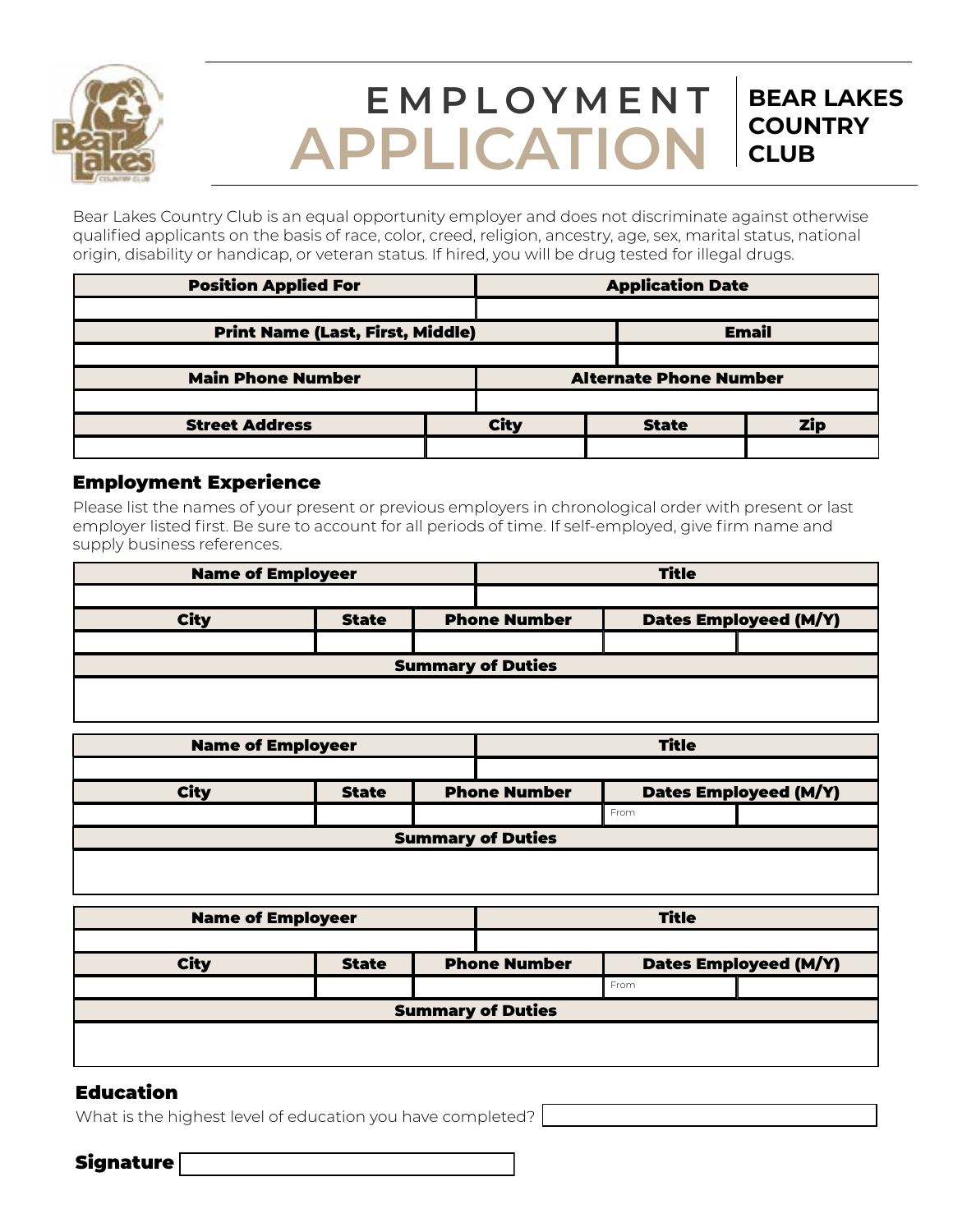# EMPLOYMENT APPLICATION

**BEAR LAKES COUNTRY CLUB**

Bear Lakes Country Club is an equal opportunity employer and does not discriminate against otherwise qualified applicants on the basis of race, color, creed, religion, ancestry, age, sex, marital status, national origin, disability or handicap, or veteran status. If hired, you will be drug tested for illegal drugs.

| Position Applied For | Application Date |
|---|---|
| | |

| Print Name (Last, First, Middle) | Email |
|---|---|
| | |

| Main Phone Number | Alternate Phone Number |
|---|---|
| | |

| Street Address | City | State | Zip |
|---|---|---|---|
| | | | |

## Employment Experience

Please list the names of your present or previous employers in chronological order with present or last employer listed first. Be sure to account for all periods of time. If self-employed, give firm name and supply business references.

| Name of Employeer | Title |
|---|---|
| | |

| City | State | Phone Number | Dates Employeed (M/Y) | |
|---|---|---|---|---|
| | | | | |

| Summary of Duties |
|---|
| |

| Name of Employeer | Title |
|---|---|
| | |

| City | State | Phone Number | Dates Employeed (M/Y) | |
|---|---|---|---|---|
| | | | From | |

| Summary of Duties |
|---|
| |

| Name of Employeer | Title |
|---|---|
| | |

| City | State | Phone Number | Dates Employeed (M/Y) | |
|---|---|---|---|---|
| | | | From | |

| Summary of Duties |
|---|
| |

## Education

What is the highest level of education you have completed?

**Signature**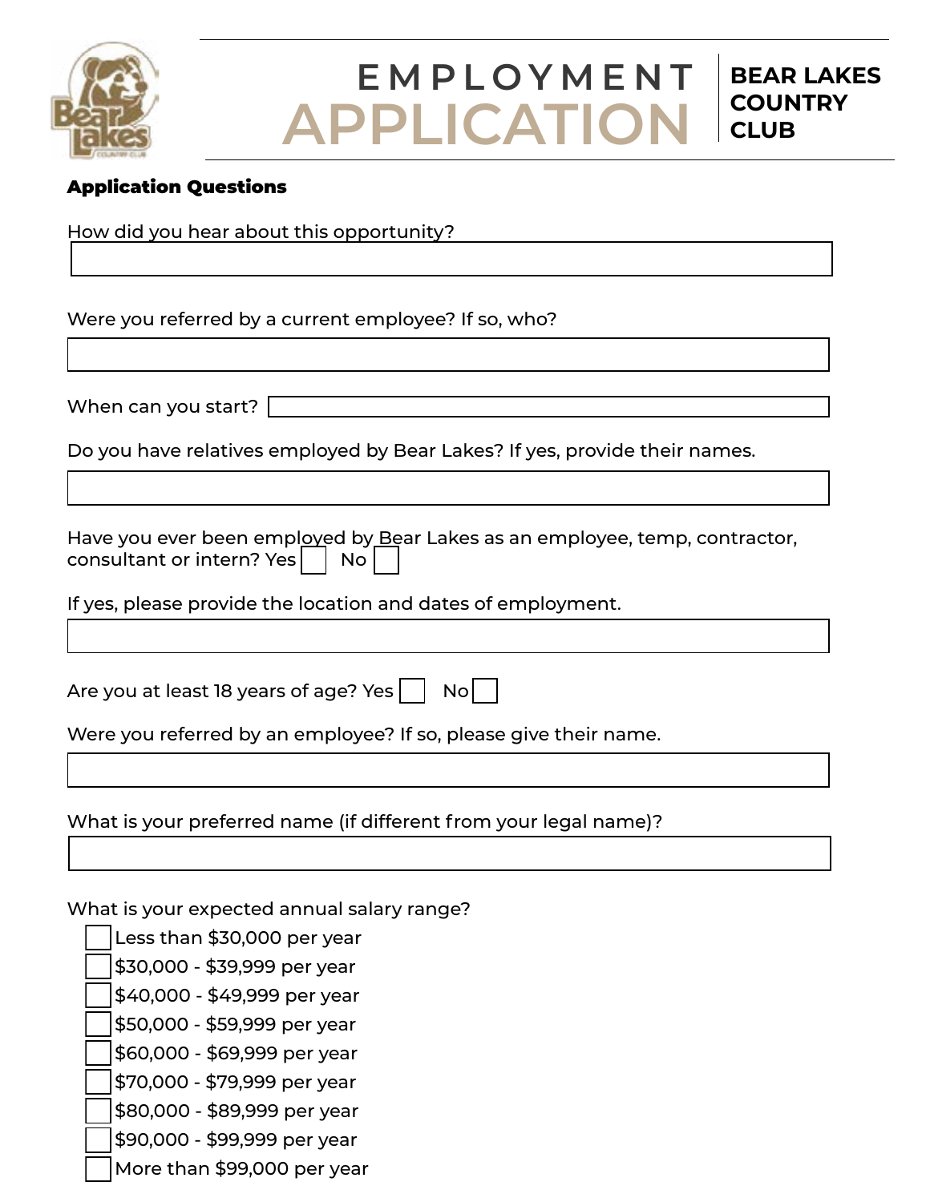# EMPLOYMENT APPLICATION

**BEAR LAKES COUNTRY CLUB**

**Application Questions**

How did you hear about this opportunity?

Were you referred by a current employee? If so, who?

When can you start?

Do you have relatives employed by Bear Lakes? If yes, provide their names.

Have you ever been employed by Bear Lakes as an employee, temp, contractor, consultant or intern? Yes ☐ No ☐

If yes, please provide the location and dates of employment.

Are you at least 18 years of age? Yes ☐ No ☐

Were you referred by an employee? If so, please give their name.

What is your preferred name (if different from your legal name)?

What is your expected annual salary range?

- ☐ Less than $30,000 per year
- ☐ $30,000 - $39,999 per year
- ☐ $40,000 - $49,999 per year
- ☐ $50,000 - $59,999 per year
- ☐ $60,000 - $69,999 per year
- ☐ $70,000 - $79,999 per year
- ☐ $80,000 - $89,999 per year
- ☐ $90,000 - $99,999 per year
- ☐ More than $99,000 per year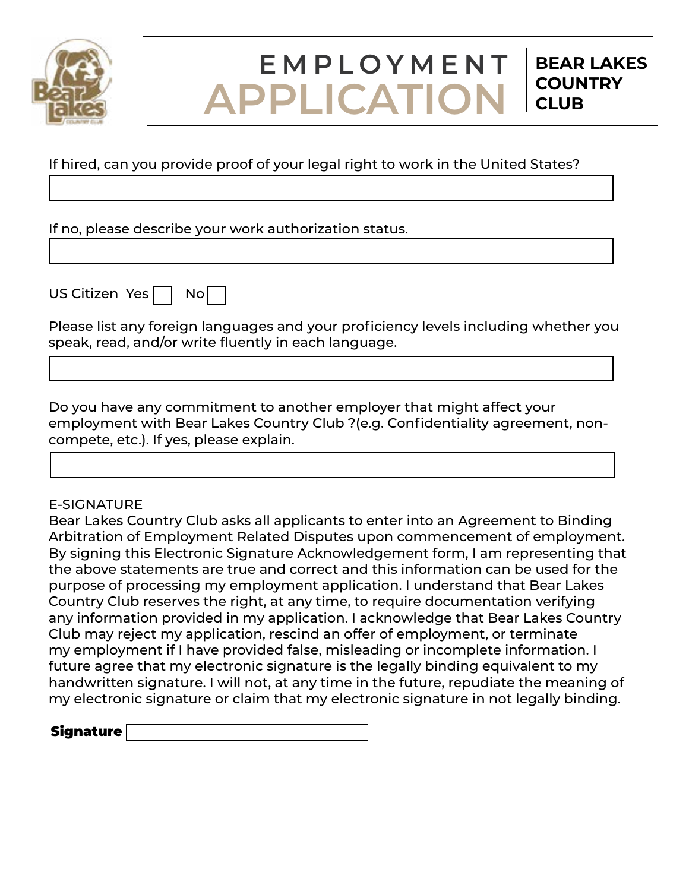# EMPLOYMENT APPLICATION

**BEAR LAKES COUNTRY CLUB**

If hired, can you provide proof of your legal right to work in the United States?

If no, please describe your work authorization status.

US Citizen Yes ☐ No ☐

Please list any foreign languages and your proficiency levels including whether you speak, read, and/or write fluently in each language.

Do you have any commitment to another employer that might affect your employment with Bear Lakes Country Club ?(e.g. Confidentiality agreement, non-compete, etc.). If yes, please explain.

E-SIGNATURE
Bear Lakes Country Club asks all applicants to enter into an Agreement to Binding Arbitration of Employment Related Disputes upon commencement of employment. By signing this Electronic Signature Acknowledgement form, I am representing that the above statements are true and correct and this information can be used for the purpose of processing my employment application. I understand that Bear Lakes Country Club reserves the right, at any time, to require documentation verifying any information provided in my application. I acknowledge that Bear Lakes Country Club may reject my application, rescind an offer of employment, or terminate my employment if I have provided false, misleading or incomplete information. I future agree that my electronic signature is the legally binding equivalent to my handwritten signature. I will not, at any time in the future, repudiate the meaning of my electronic signature or claim that my electronic signature in not legally binding.

**Signature**